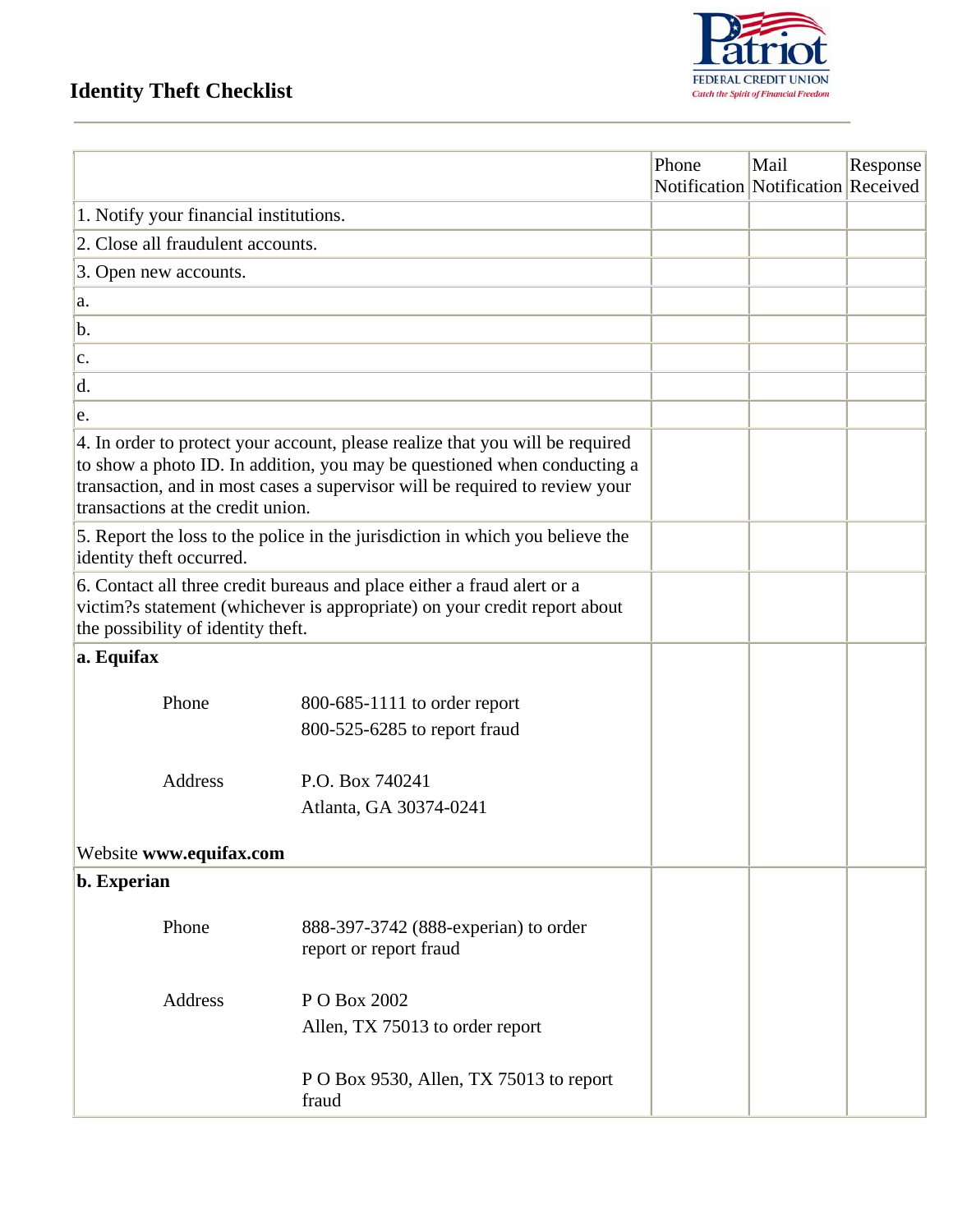# Identity Theft Checklist

Patriot FEDERAL CREDIT UNION
*Catch the Spirit of Financial Freedom*

| | Phone Notification | Mail Notification | Response Received |
|---|---|---|---|
| 1. Notify your financial institutions. | | | |
| 2. Close all fraudulent accounts. | | | |
| 3. Open new accounts. | | | |
| a. | | | |
| b. | | | |
| c. | | | |
| d. | | | |
| e. | | | |
| 4. In order to protect your account, please realize that you will be required to show a photo ID. In addition, you may be questioned when conducting a transaction, and in most cases a supervisor will be required to review your transactions at the credit union. | | | |
| 5. Report the loss to the police in the jurisdiction in which you believe the identity theft occurred. | | | |
| 6. Contact all three credit bureaus and place either a fraud alert or a victim?s statement (whichever is appropriate) on your credit report about the possibility of identity theft. | | | |
| **a. Equifax**<br><br>Phone: 800-685-1111 to order report<br>800-525-6285 to report fraud<br><br>Address: P.O. Box 740241<br>Atlanta, GA 30374-0241<br><br>Website **www.equifax.com** | | | |
| **b. Experian**<br><br>Phone: 888-397-3742 (888-experian) to order report or report fraud<br><br>Address: P O Box 2002<br>Allen, TX 75013 to order report<br><br>P O Box 9530, Allen, TX 75013 to report fraud | | | |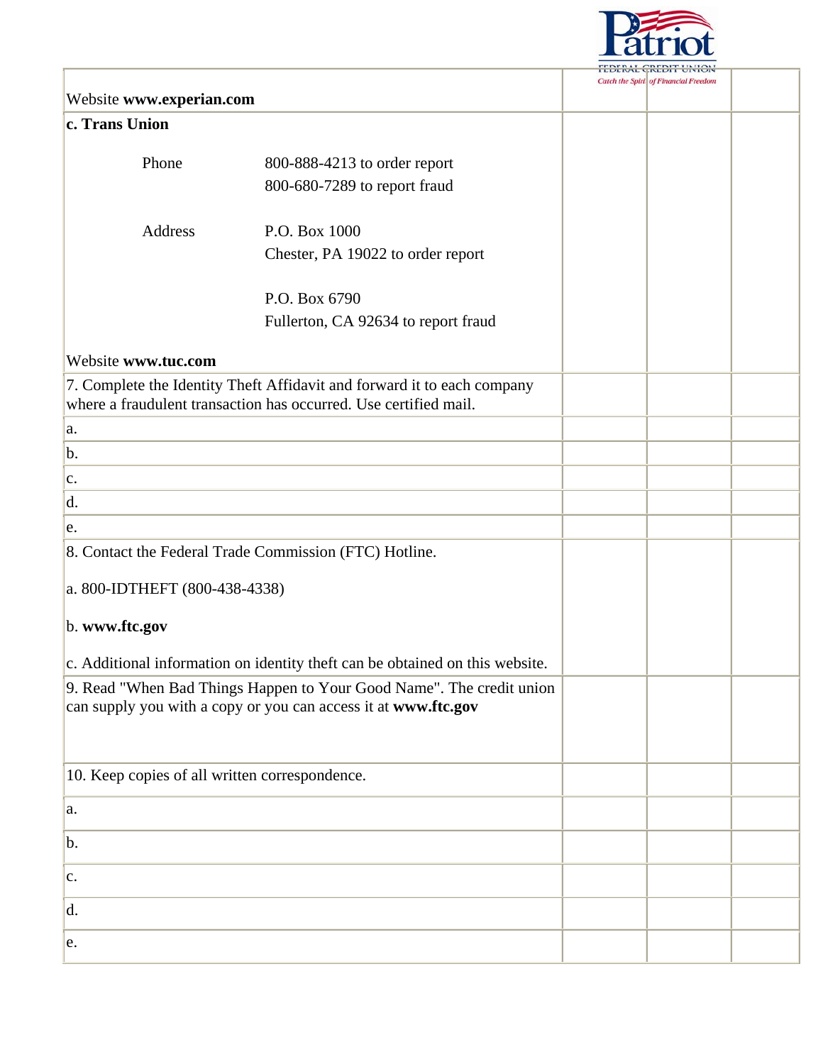| | | | |
|---|---|---|---|
| Website **www.experian.com** | | | |
| **c. Trans Union**<br><br>Phone: 800-888-4213 to order report<br>800-680-7289 to report fraud<br><br>Address: P.O. Box 1000<br>Chester, PA 19022 to order report<br><br>P.O. Box 6790<br>Fullerton, CA 92634 to report fraud<br><br>Website **www.tuc.com** | | | |
| 7. Complete the Identity Theft Affidavit and forward it to each company where a fraudulent transaction has occurred. Use certified mail. | | | |
| a. | | | |
| b. | | | |
| c. | | | |
| d. | | | |
| e. | | | |
| 8. Contact the Federal Trade Commission (FTC) Hotline.<br><br>a. 800-IDTHEFT (800-438-4338)<br><br>b. **www.ftc.gov**<br><br>c. Additional information on identity theft can be obtained on this website. | | | |
| 9. Read "When Bad Things Happen to Your Good Name". The credit union can supply you with a copy or you can access it at **www.ftc.gov** | | | |
| 10. Keep copies of all written correspondence. | | | |
| a. | | | |
| b. | | | |
| c. | | | |
| d. | | | |
| e. | | | |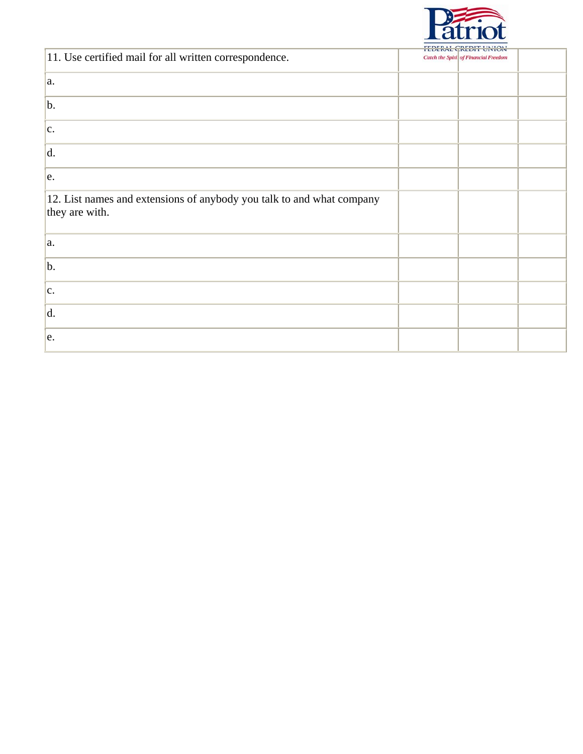| | | | |
|---|---|---|---|
| 11. Use certified mail for all written correspondence. | | | |
| a. | | | |
| b. | | | |
| c. | | | |
| d. | | | |
| e. | | | |
| 12. List names and extensions of anybody you talk to and what company they are with. | | | |
| a. | | | |
| b. | | | |
| c. | | | |
| d. | | | |
| e. | | | |